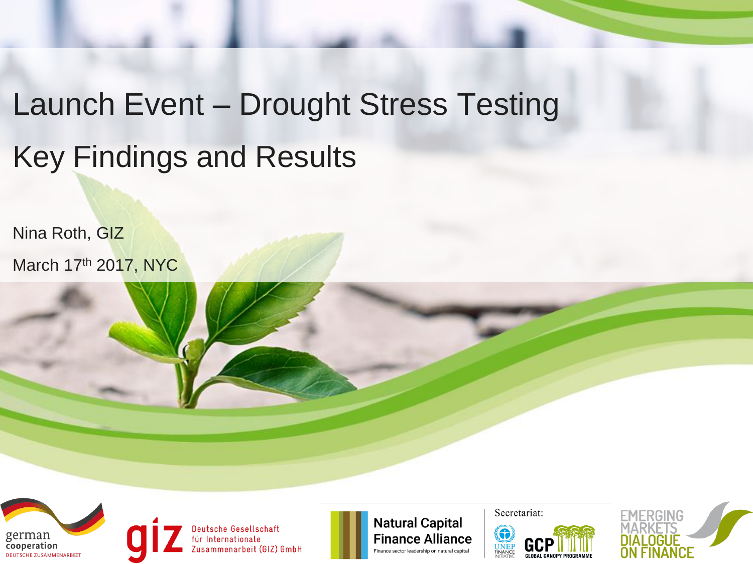# Launch Event – Drought Stress Testing

## Key Findings and Results

Nina Roth, GIZ

March 17th 2017, NYC

german cooperation
DEUTSCHE ZUSAMMENARBEIT

giz Deutsche Gesellschaft für Internationale Zusammenarbeit (GIZ) GmbH

Natural Capital Finance Alliance
Finance sector leadership on natural capital

Secretariat: UNEP FINANCE INITIATIVE, GCP GLOBAL CANOPY PROGRAMME

EMERGING MARKETS DIALOGUE ON FINANCE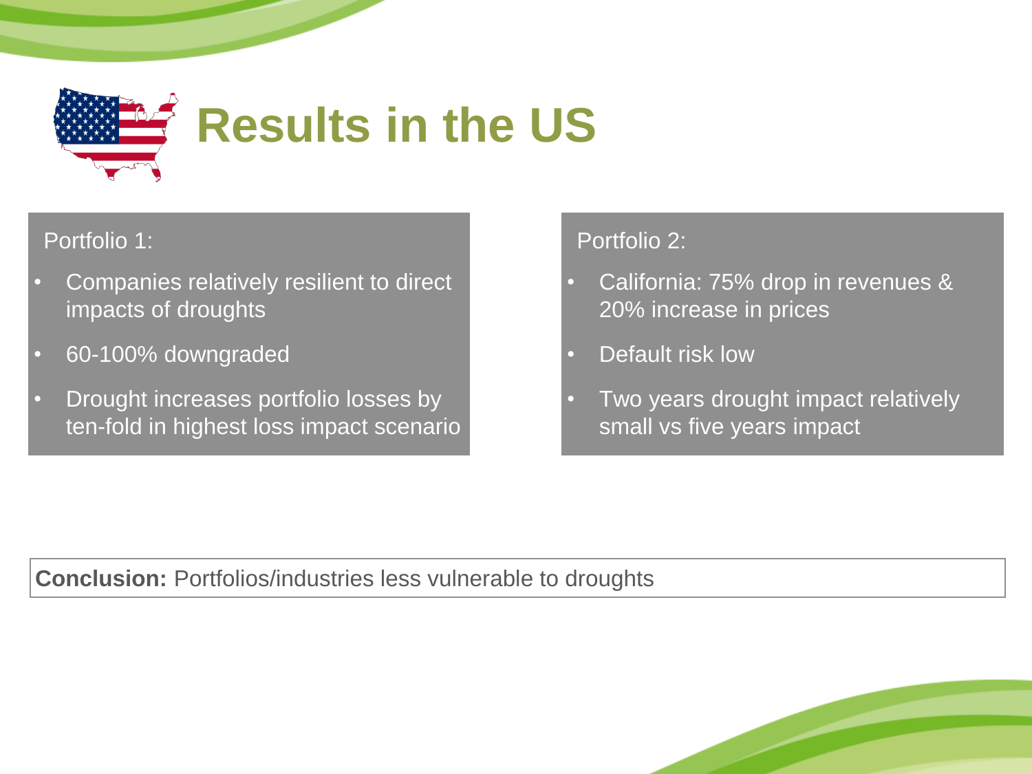# Results in the US

Portfolio 1:

- Companies relatively resilient to direct impacts of droughts
- 60-100% downgraded
- Drought increases portfolio losses by ten-fold in highest loss impact scenario

Portfolio 2:

- California: 75% drop in revenues & 20% increase in prices
- Default risk low
- Two years drought impact relatively small vs five years impact

**Conclusion:** Portfolios/industries less vulnerable to droughts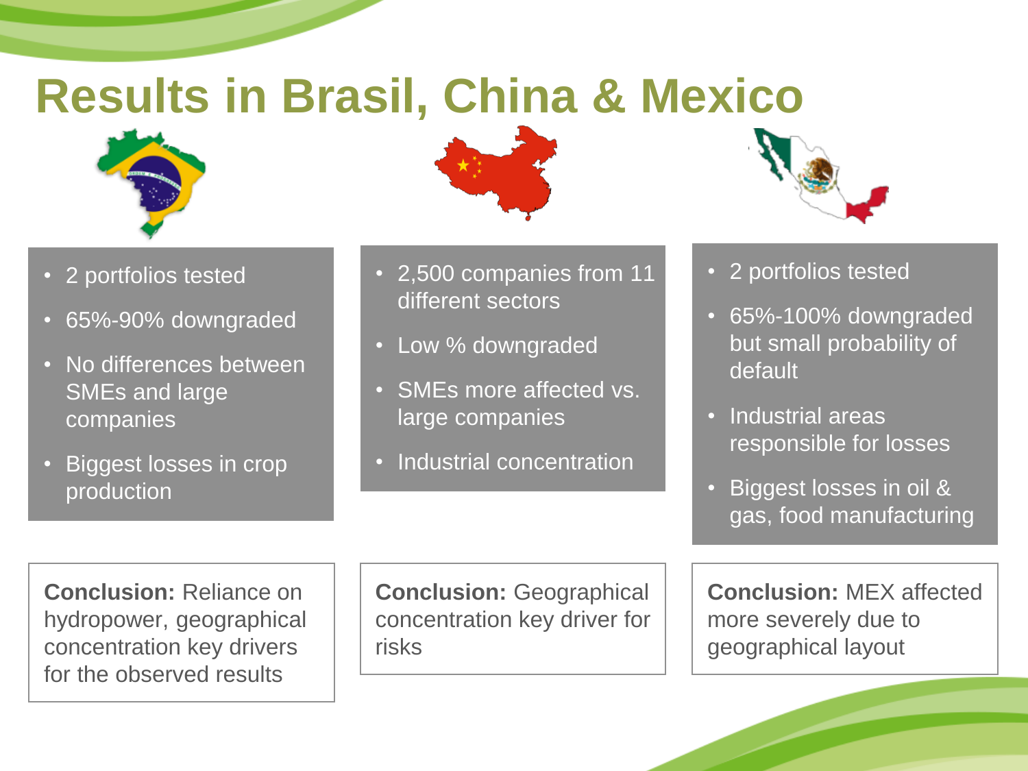# Results in Brasil, China & Mexico

## Brasil

- 2 portfolios tested
- 65%-90% downgraded
- No differences between SMEs and large companies
- Biggest losses in crop production

**Conclusion:** Reliance on hydropower, geographical concentration key drivers for the observed results

## China

- 2,500 companies from 11 different sectors
- Low % downgraded
- SMEs more affected vs. large companies
- Industrial concentration

**Conclusion:** Geographical concentration key driver for risks

## Mexico

- 2 portfolios tested
- 65%-100% downgraded but small probability of default
- Industrial areas responsible for losses
- Biggest losses in oil & gas, food manufacturing

**Conclusion:** MEX affected more severely due to geographical layout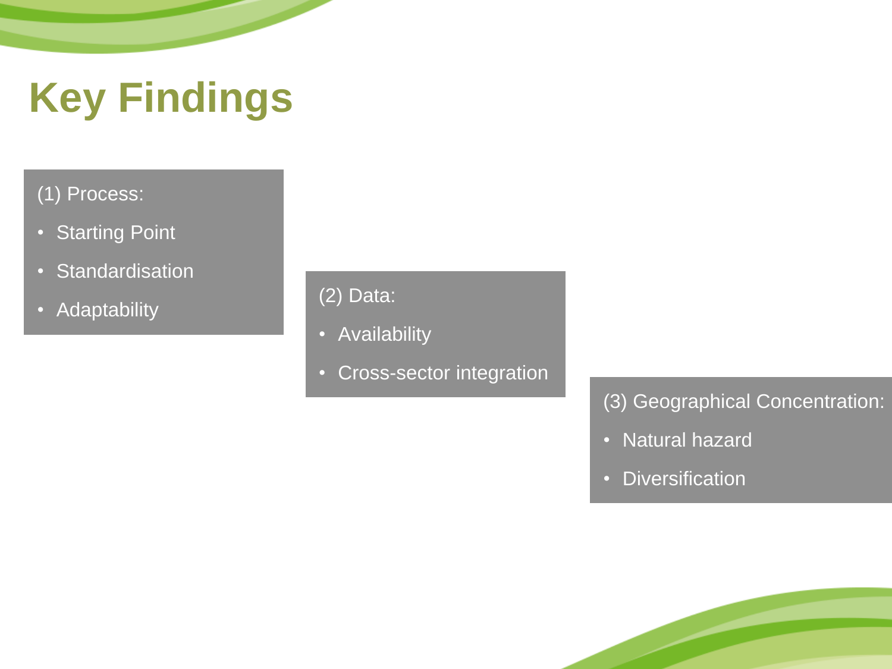# Key Findings

(1) Process:

- Starting Point
- Standardisation
- Adaptability

(2) Data:

- Availability
- Cross-sector integration

(3) Geographical Concentration:

- Natural hazard
- Diversification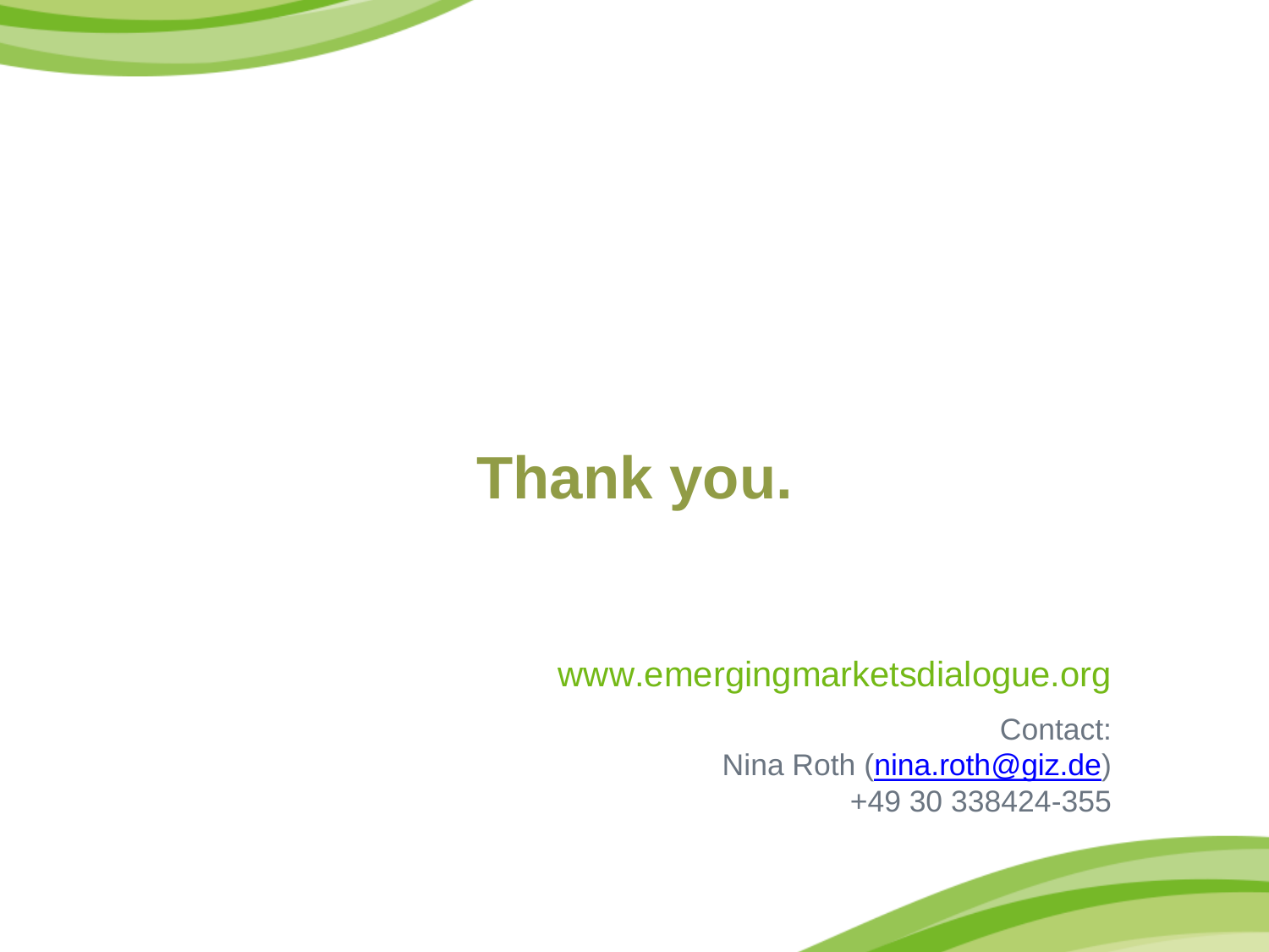# Thank you.

www.emergingmarketsdialogue.org

Contact:
Nina Roth (nina.roth@giz.de)
+49 30 338424-355